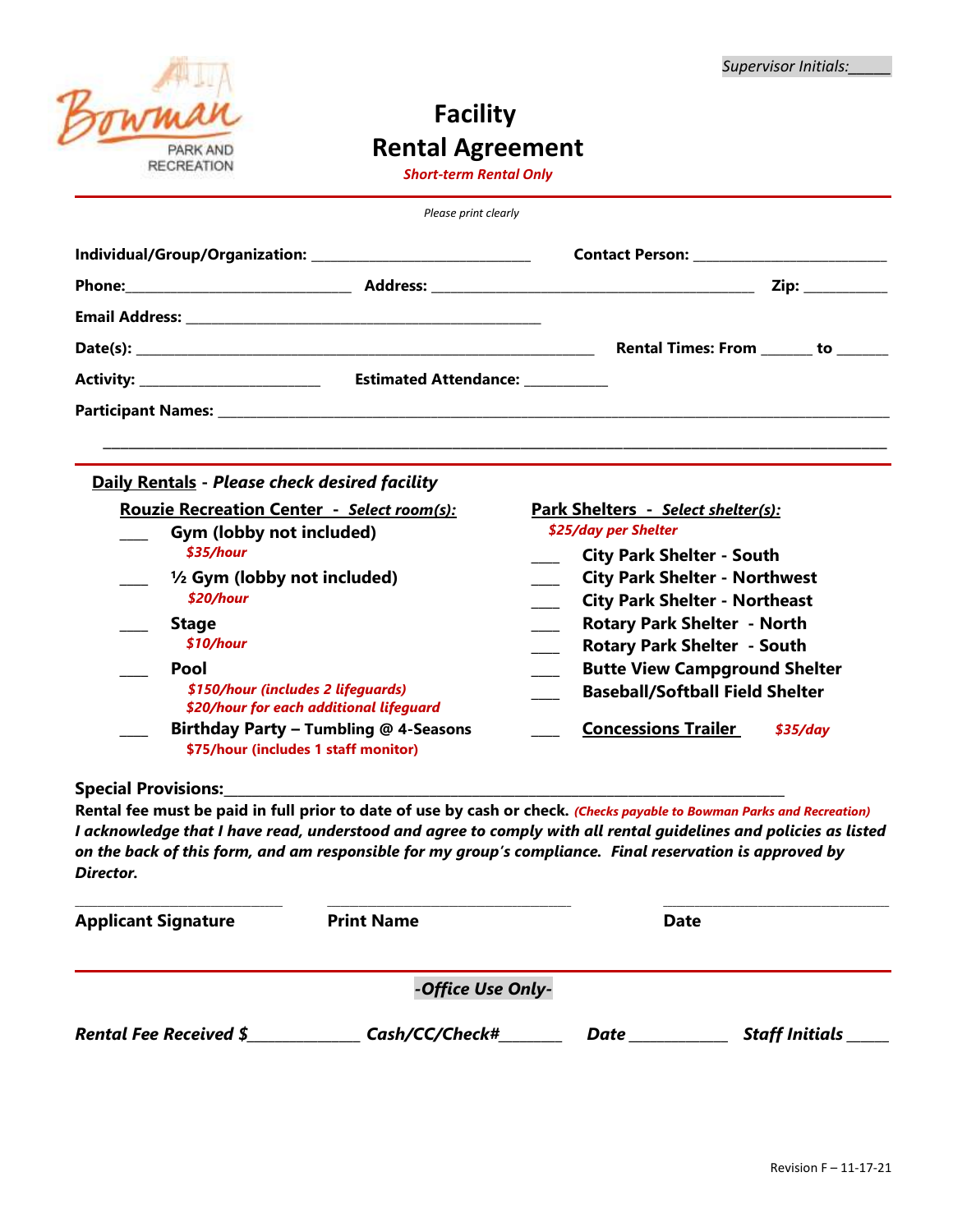Supervisor Initials:_____

Bowman PARK AND RECREATION

# Facility Rental Agreement

*Short-term Rental Only*

*Please print clearly*

**Individual/Group/Organization:** ___________________________ **Contact Person:** ________________________

**Phone:**____________________________ **Address:** ________________________________________ **Zip:** __________

**Email Address:** ______________________________________________

**Date(s):** ____________________________________________________________ **Rental Times: From** ______ **to** ______

**Activity:** ______________________ **Estimated Attendance:** __________

**Participant Names:** ________________________________________________________________________________

________________________________________________________________________________________________

**Daily Rentals** - ***Please check desired facility***

**Rouzie Recreation Center** - ***Select room(s):***

___ **Gym (lobby not included)**
*$35/hour*

___ **½ Gym (lobby not included)**
*$20/hour*

___ **Stage**
*$10/hour*

___ **Pool**
*$150/hour (includes 2 lifeguards)*
*$20/hour for each additional lifeguard*

___ **Birthday Party – Tumbling @ 4-Seasons**
$75/hour (includes 1 staff monitor)

**Park Shelters** - ***Select shelter(s):***
*$25/day per Shelter*

___ **City Park Shelter - South**
___ **City Park Shelter - Northwest**
___ **City Park Shelter - Northeast**
___ **Rotary Park Shelter - North**
___ **Rotary Park Shelter - South**
___ **Butte View Campground Shelter**
___ **Baseball/Softball Field Shelter**

___ **Concessions Trailer** *$35/day*

**Special Provisions:**___________________________________________________________________________

**Rental fee must be paid in full prior to date of use by cash or check.** *(Checks payable to Bowman Parks and Recreation)*

***I acknowledge that I have read, understood and agree to comply with all rental guidelines and policies as listed on the back of this form, and am responsible for my group's compliance. Final reservation is approved by Director.***

___________________________ ________________________________ ______________________________

**Applicant Signature** **Print Name** **Date**

***-Office Use Only-***

***Rental Fee Received $***_____________ ***Cash/CC/Check#***_______ ***Date*** ___________ ***Staff Initials*** _____

Revision F – 11-17-21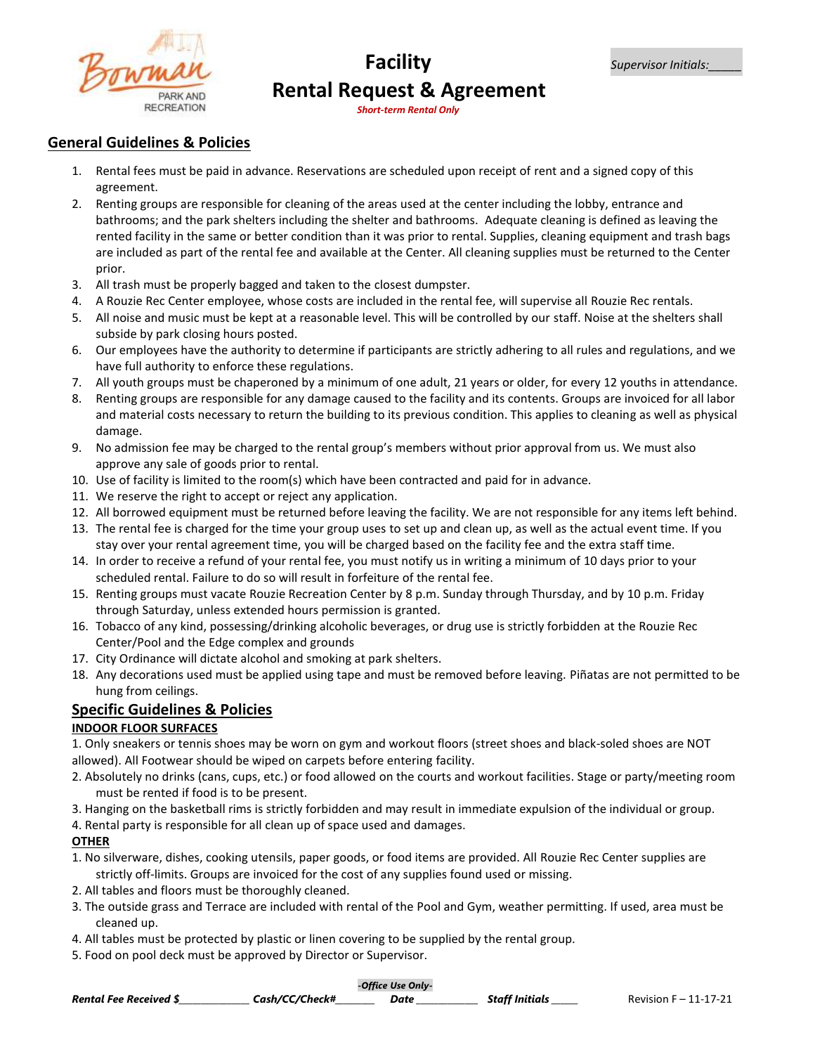Bowman PARK AND RECREATION

# Facility Rental Request & Agreement

***Short-term Rental Only***

*Supervisor Initials:_____*

## General Guidelines & Policies

1. Rental fees must be paid in advance. Reservations are scheduled upon receipt of rent and a signed copy of this agreement.
2. Renting groups are responsible for cleaning of the areas used at the center including the lobby, entrance and bathrooms; and the park shelters including the shelter and bathrooms. Adequate cleaning is defined as leaving the rented facility in the same or better condition than it was prior to rental. Supplies, cleaning equipment and trash bags are included as part of the rental fee and available at the Center. All cleaning supplies must be returned to the Center prior.
3. All trash must be properly bagged and taken to the closest dumpster.
4. A Rouzie Rec Center employee, whose costs are included in the rental fee, will supervise all Rouzie Rec rentals.
5. All noise and music must be kept at a reasonable level. This will be controlled by our staff. Noise at the shelters shall subside by park closing hours posted.
6. Our employees have the authority to determine if participants are strictly adhering to all rules and regulations, and we have full authority to enforce these regulations.
7. All youth groups must be chaperoned by a minimum of one adult, 21 years or older, for every 12 youths in attendance.
8. Renting groups are responsible for any damage caused to the facility and its contents. Groups are invoiced for all labor and material costs necessary to return the building to its previous condition. This applies to cleaning as well as physical damage.
9. No admission fee may be charged to the rental group's members without prior approval from us. We must also approve any sale of goods prior to rental.
10. Use of facility is limited to the room(s) which have been contracted and paid for in advance.
11. We reserve the right to accept or reject any application.
12. All borrowed equipment must be returned before leaving the facility. We are not responsible for any items left behind.
13. The rental fee is charged for the time your group uses to set up and clean up, as well as the actual event time. If you stay over your rental agreement time, you will be charged based on the facility fee and the extra staff time.
14. In order to receive a refund of your rental fee, you must notify us in writing a minimum of 10 days prior to your scheduled rental. Failure to do so will result in forfeiture of the rental fee.
15. Renting groups must vacate Rouzie Recreation Center by 8 p.m. Sunday through Thursday, and by 10 p.m. Friday through Saturday, unless extended hours permission is granted.
16. Tobacco of any kind, possessing/drinking alcoholic beverages, or drug use is strictly forbidden at the Rouzie Rec Center/Pool and the Edge complex and grounds
17. City Ordinance will dictate alcohol and smoking at park shelters.
18. Any decorations used must be applied using tape and must be removed before leaving. Piñatas are not permitted to be hung from ceilings.

## Specific Guidelines & Policies

**INDOOR FLOOR SURFACES**

1. Only sneakers or tennis shoes may be worn on gym and workout floors (street shoes and black-soled shoes are NOT allowed). All Footwear should be wiped on carpets before entering facility.
2. Absolutely no drinks (cans, cups, etc.) or food allowed on the courts and workout facilities. Stage or party/meeting room must be rented if food is to be present.
3. Hanging on the basketball rims is strictly forbidden and may result in immediate expulsion of the individual or group.
4. Rental party is responsible for all clean up of space used and damages.

**OTHER**

1. No silverware, dishes, cooking utensils, paper goods, or food items are provided. All Rouzie Rec Center supplies are strictly off-limits. Groups are invoiced for the cost of any supplies found used or missing.
2. All tables and floors must be thoroughly cleaned.
3. The outside grass and Terrace are included with rental of the Pool and Gym, weather permitting. If used, area must be cleaned up.
4. All tables must be protected by plastic or linen covering to be supplied by the rental group.
5. Food on pool deck must be approved by Director or Supervisor.

***-Office Use Only-***

***Rental Fee Received $____________ Cash/CC/Check#_______ Date___________ Staff Initials _____***

Revision F – 11-17-21